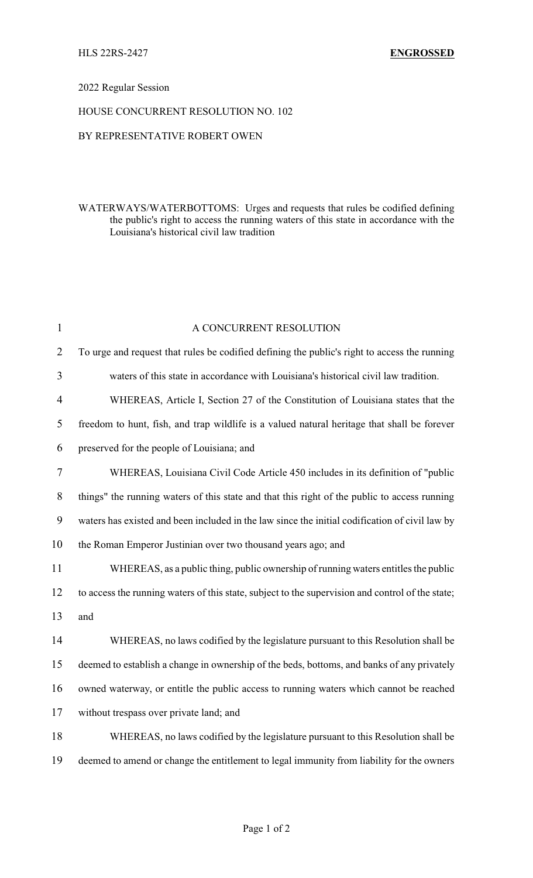HLS 22RS-2427 **ENGROSSED**

2022 Regular Session

HOUSE CONCURRENT RESOLUTION NO. 102

BY REPRESENTATIVE ROBERT OWEN

WATERWAYS/WATERBOTTOMS: Urges and requests that rules be codified defining the public's right to access the running waters of this state in accordance with the Louisiana's historical civil law tradition

A CONCURRENT RESOLUTION

To urge and request that rules be codified defining the public's right to access the running waters of this state in accordance with Louisiana's historical civil law tradition.

WHEREAS, Article I, Section 27 of the Constitution of Louisiana states that the freedom to hunt, fish, and trap wildlife is a valued natural heritage that shall be forever preserved for the people of Louisiana; and

WHEREAS, Louisiana Civil Code Article 450 includes in its definition of "public things" the running waters of this state and that this right of the public to access running waters has existed and been included in the law since the initial codification of civil law by the Roman Emperor Justinian over two thousand years ago; and

WHEREAS, as a public thing, public ownership of running waters entitles the public to access the running waters of this state, subject to the supervision and control of the state; and

WHEREAS, no laws codified by the legislature pursuant to this Resolution shall be deemed to establish a change in ownership of the beds, bottoms, and banks of any privately owned waterway, or entitle the public access to running waters which cannot be reached without trespass over private land; and

WHEREAS, no laws codified by the legislature pursuant to this Resolution shall be deemed to amend or change the entitlement to legal immunity from liability for the owners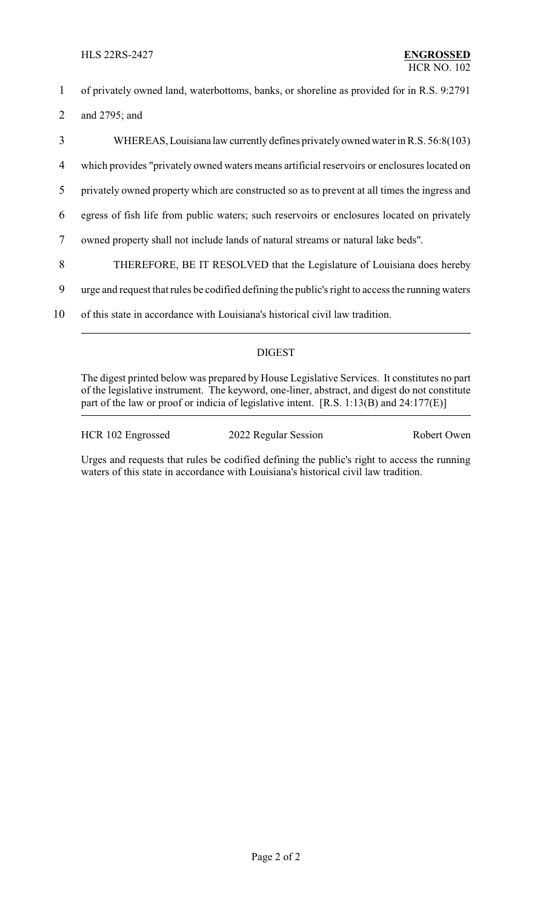of privately owned land, waterbottoms, banks, or shoreline as provided for in R.S. 9:2791 and 2795; and

WHEREAS, Louisiana law currently defines privately owned water in R.S. 56:8(103) which provides "privately owned waters means artificial reservoirs or enclosures located on privately owned property which are constructed so as to prevent at all times the ingress and egress of fish life from public waters; such reservoirs or enclosures located on privately owned property shall not include lands of natural streams or natural lake beds".

THEREFORE, BE IT RESOLVED that the Legislature of Louisiana does hereby urge and request that rules be codified defining the public's right to access the running waters of this state in accordance with Louisiana's historical civil law tradition.

## DIGEST

The digest printed below was prepared by House Legislative Services. It constitutes no part of the legislative instrument. The keyword, one-liner, abstract, and digest do not constitute part of the law or proof or indicia of legislative intent. [R.S. 1:13(B) and 24:177(E)]

HCR 102 Engrossed | 2022 Regular Session | Robert Owen

Urges and requests that rules be codified defining the public's right to access the running waters of this state in accordance with Louisiana's historical civil law tradition.